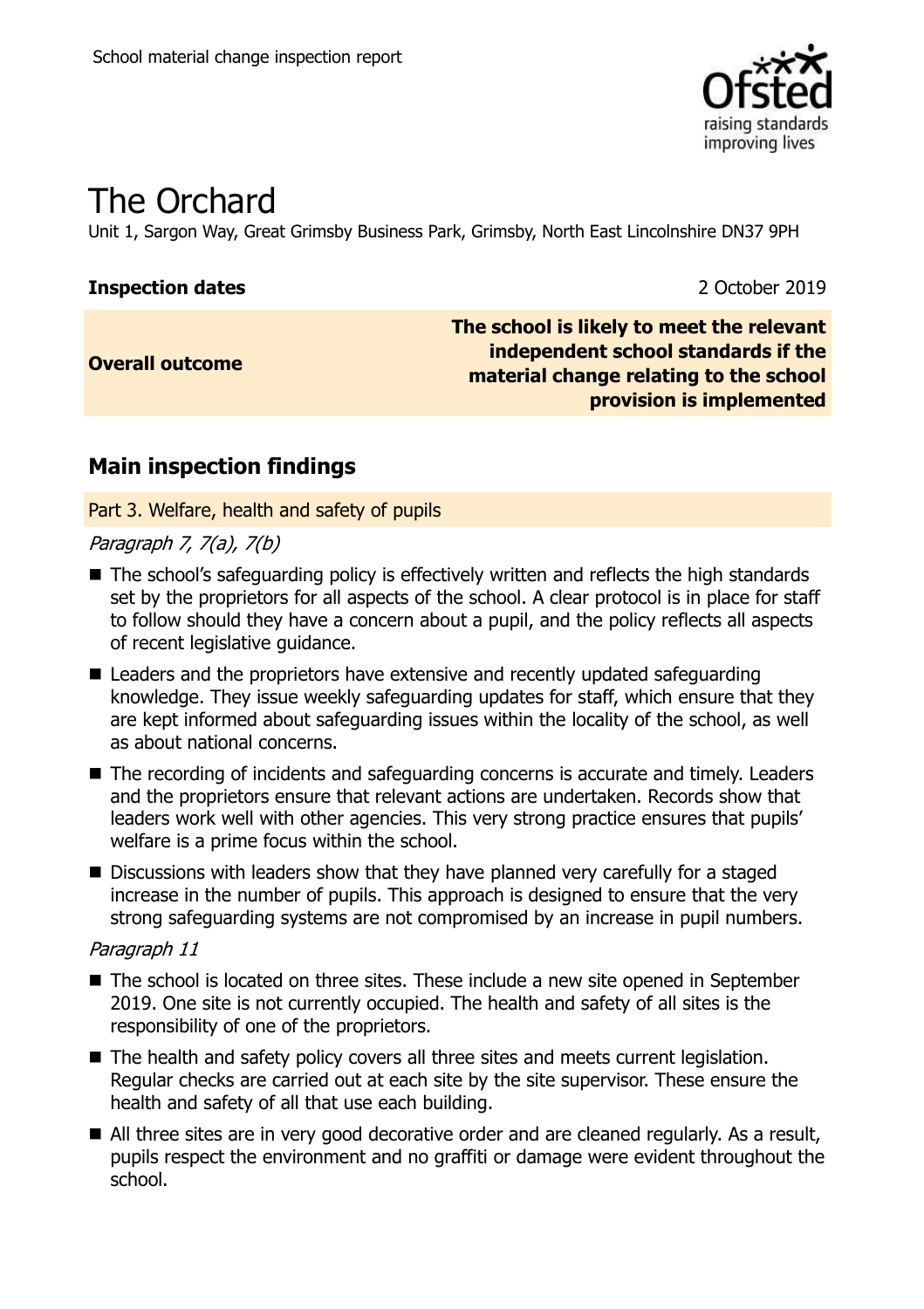School material change inspection report

# The Orchard

Unit 1, Sargon Way, Great Grimsby Business Park, Grimsby, North East Lincolnshire DN37 9PH

| **Inspection dates** | 2 October 2019 |
| --- | --- |
| **Overall outcome** | **The school is likely to meet the relevant independent school standards if the material change relating to the school provision is implemented** |

## Main inspection findings

### Part 3. Welfare, health and safety of pupils

*Paragraph 7, 7(a), 7(b)*

- The school's safeguarding policy is effectively written and reflects the high standards set by the proprietors for all aspects of the school. A clear protocol is in place for staff to follow should they have a concern about a pupil, and the policy reflects all aspects of recent legislative guidance.
- Leaders and the proprietors have extensive and recently updated safeguarding knowledge. They issue weekly safeguarding updates for staff, which ensure that they are kept informed about safeguarding issues within the locality of the school, as well as about national concerns.
- The recording of incidents and safeguarding concerns is accurate and timely. Leaders and the proprietors ensure that relevant actions are undertaken. Records show that leaders work well with other agencies. This very strong practice ensures that pupils' welfare is a prime focus within the school.
- Discussions with leaders show that they have planned very carefully for a staged increase in the number of pupils. This approach is designed to ensure that the very strong safeguarding systems are not compromised by an increase in pupil numbers.

*Paragraph 11*

- The school is located on three sites. These include a new site opened in September 2019. One site is not currently occupied. The health and safety of all sites is the responsibility of one of the proprietors.
- The health and safety policy covers all three sites and meets current legislation. Regular checks are carried out at each site by the site supervisor. These ensure the health and safety of all that use each building.
- All three sites are in very good decorative order and are cleaned regularly. As a result, pupils respect the environment and no graffiti or damage were evident throughout the school.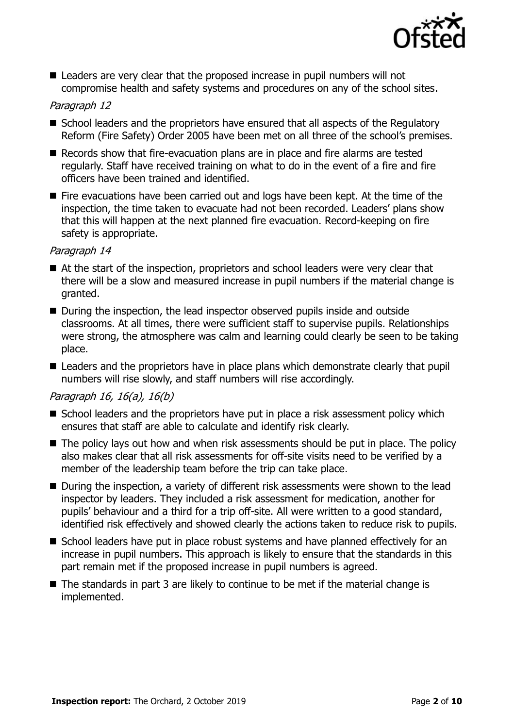- Leaders are very clear that the proposed increase in pupil numbers will not compromise health and safety systems and procedures on any of the school sites.

*Paragraph 12*

- School leaders and the proprietors have ensured that all aspects of the Regulatory Reform (Fire Safety) Order 2005 have been met on all three of the school's premises.
- Records show that fire-evacuation plans are in place and fire alarms are tested regularly. Staff have received training on what to do in the event of a fire and fire officers have been trained and identified.
- Fire evacuations have been carried out and logs have been kept. At the time of the inspection, the time taken to evacuate had not been recorded. Leaders' plans show that this will happen at the next planned fire evacuation. Record-keeping on fire safety is appropriate.

*Paragraph 14*

- At the start of the inspection, proprietors and school leaders were very clear that there will be a slow and measured increase in pupil numbers if the material change is granted.
- During the inspection, the lead inspector observed pupils inside and outside classrooms. At all times, there were sufficient staff to supervise pupils. Relationships were strong, the atmosphere was calm and learning could clearly be seen to be taking place.
- Leaders and the proprietors have in place plans which demonstrate clearly that pupil numbers will rise slowly, and staff numbers will rise accordingly.

*Paragraph 16, 16(a), 16(b)*

- School leaders and the proprietors have put in place a risk assessment policy which ensures that staff are able to calculate and identify risk clearly.
- The policy lays out how and when risk assessments should be put in place. The policy also makes clear that all risk assessments for off-site visits need to be verified by a member of the leadership team before the trip can take place.
- During the inspection, a variety of different risk assessments were shown to the lead inspector by leaders. They included a risk assessment for medication, another for pupils' behaviour and a third for a trip off-site. All were written to a good standard, identified risk effectively and showed clearly the actions taken to reduce risk to pupils.
- School leaders have put in place robust systems and have planned effectively for an increase in pupil numbers. This approach is likely to ensure that the standards in this part remain met if the proposed increase in pupil numbers is agreed.
- The standards in part 3 are likely to continue to be met if the material change is implemented.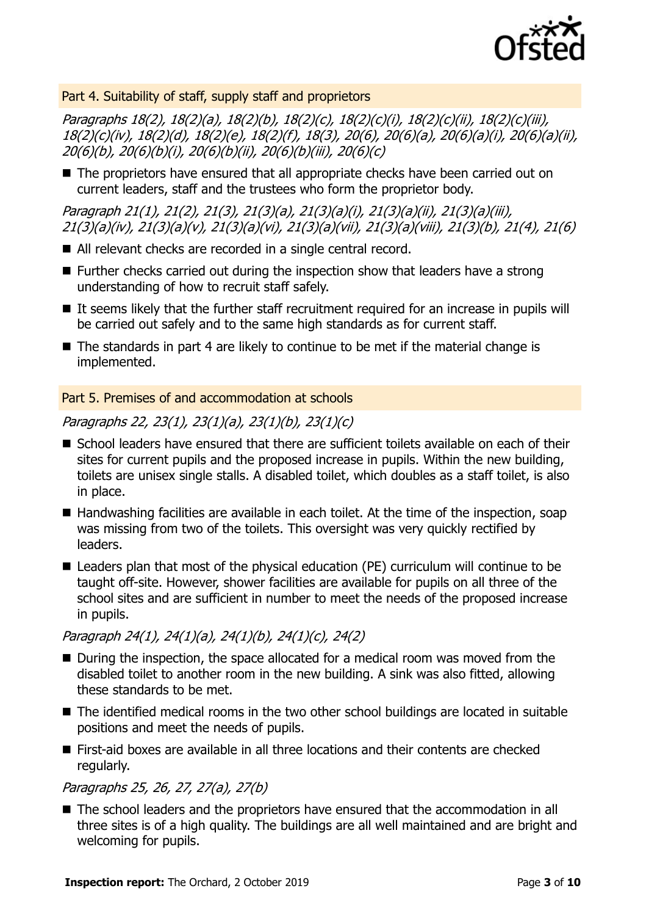## Part 4. Suitability of staff, supply staff and proprietors

*Paragraphs 18(2), 18(2)(a), 18(2)(b), 18(2)(c), 18(2)(c)(i), 18(2)(c)(ii), 18(2)(c)(iii), 18(2)(c)(iv), 18(2)(d), 18(2)(e), 18(2)(f), 18(3), 20(6), 20(6)(a), 20(6)(a)(i), 20(6)(a)(ii), 20(6)(b), 20(6)(b)(i), 20(6)(b)(ii), 20(6)(b)(iii), 20(6)(c)*

- The proprietors have ensured that all appropriate checks have been carried out on current leaders, staff and the trustees who form the proprietor body.

*Paragraph 21(1), 21(2), 21(3), 21(3)(a), 21(3)(a)(i), 21(3)(a)(ii), 21(3)(a)(iii), 21(3)(a)(iv), 21(3)(a)(v), 21(3)(a)(vi), 21(3)(a)(vii), 21(3)(a)(viii), 21(3)(b), 21(4), 21(6)*

- All relevant checks are recorded in a single central record.
- Further checks carried out during the inspection show that leaders have a strong understanding of how to recruit staff safely.
- It seems likely that the further staff recruitment required for an increase in pupils will be carried out safely and to the same high standards as for current staff.
- The standards in part 4 are likely to continue to be met if the material change is implemented.

## Part 5. Premises of and accommodation at schools

*Paragraphs 22, 23(1), 23(1)(a), 23(1)(b), 23(1)(c)*

- School leaders have ensured that there are sufficient toilets available on each of their sites for current pupils and the proposed increase in pupils. Within the new building, toilets are unisex single stalls. A disabled toilet, which doubles as a staff toilet, is also in place.
- Handwashing facilities are available in each toilet. At the time of the inspection, soap was missing from two of the toilets. This oversight was very quickly rectified by leaders.
- Leaders plan that most of the physical education (PE) curriculum will continue to be taught off-site. However, shower facilities are available for pupils on all three of the school sites and are sufficient in number to meet the needs of the proposed increase in pupils.

*Paragraph 24(1), 24(1)(a), 24(1)(b), 24(1)(c), 24(2)*

- During the inspection, the space allocated for a medical room was moved from the disabled toilet to another room in the new building. A sink was also fitted, allowing these standards to be met.
- The identified medical rooms in the two other school buildings are located in suitable positions and meet the needs of pupils.
- First-aid boxes are available in all three locations and their contents are checked regularly.

*Paragraphs 25, 26, 27, 27(a), 27(b)*

- The school leaders and the proprietors have ensured that the accommodation in all three sites is of a high quality. The buildings are all well maintained and are bright and welcoming for pupils.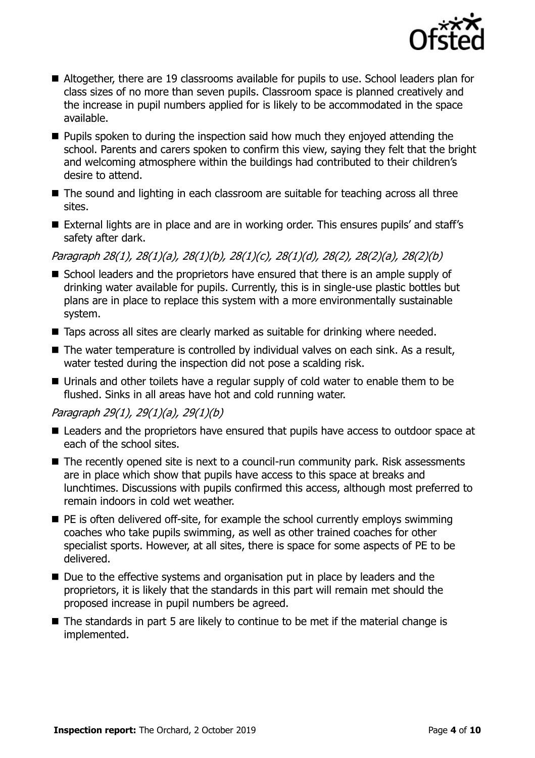- Altogether, there are 19 classrooms available for pupils to use. School leaders plan for class sizes of no more than seven pupils. Classroom space is planned creatively and the increase in pupil numbers applied for is likely to be accommodated in the space available.
- Pupils spoken to during the inspection said how much they enjoyed attending the school. Parents and carers spoken to confirm this view, saying they felt that the bright and welcoming atmosphere within the buildings had contributed to their children's desire to attend.
- The sound and lighting in each classroom are suitable for teaching across all three sites.
- External lights are in place and are in working order. This ensures pupils' and staff's safety after dark.

*Paragraph 28(1), 28(1)(a), 28(1)(b), 28(1)(c), 28(1)(d), 28(2), 28(2)(a), 28(2)(b)*

- School leaders and the proprietors have ensured that there is an ample supply of drinking water available for pupils. Currently, this is in single-use plastic bottles but plans are in place to replace this system with a more environmentally sustainable system.
- Taps across all sites are clearly marked as suitable for drinking where needed.
- The water temperature is controlled by individual valves on each sink. As a result, water tested during the inspection did not pose a scalding risk.
- Urinals and other toilets have a regular supply of cold water to enable them to be flushed. Sinks in all areas have hot and cold running water.

*Paragraph 29(1), 29(1)(a), 29(1)(b)*

- Leaders and the proprietors have ensured that pupils have access to outdoor space at each of the school sites.
- The recently opened site is next to a council-run community park. Risk assessments are in place which show that pupils have access to this space at breaks and lunchtimes. Discussions with pupils confirmed this access, although most preferred to remain indoors in cold wet weather.
- PE is often delivered off-site, for example the school currently employs swimming coaches who take pupils swimming, as well as other trained coaches for other specialist sports. However, at all sites, there is space for some aspects of PE to be delivered.
- Due to the effective systems and organisation put in place by leaders and the proprietors, it is likely that the standards in this part will remain met should the proposed increase in pupil numbers be agreed.
- The standards in part 5 are likely to continue to be met if the material change is implemented.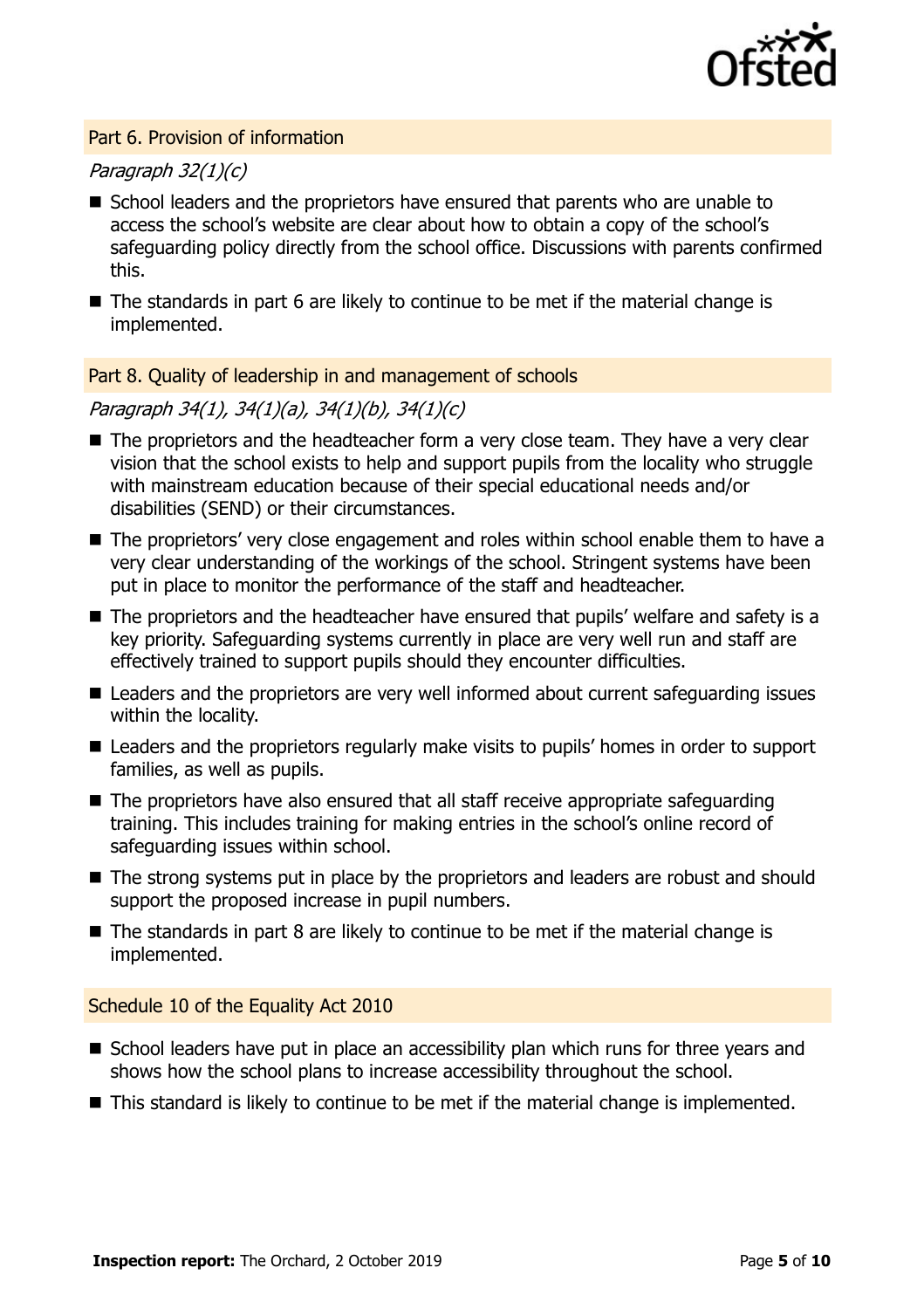## Part 6. Provision of information

*Paragraph 32(1)(c)*

- School leaders and the proprietors have ensured that parents who are unable to access the school's website are clear about how to obtain a copy of the school's safeguarding policy directly from the school office. Discussions with parents confirmed this.
- The standards in part 6 are likely to continue to be met if the material change is implemented.

## Part 8. Quality of leadership in and management of schools

*Paragraph 34(1), 34(1)(a), 34(1)(b), 34(1)(c)*

- The proprietors and the headteacher form a very close team. They have a very clear vision that the school exists to help and support pupils from the locality who struggle with mainstream education because of their special educational needs and/or disabilities (SEND) or their circumstances.
- The proprietors' very close engagement and roles within school enable them to have a very clear understanding of the workings of the school. Stringent systems have been put in place to monitor the performance of the staff and headteacher.
- The proprietors and the headteacher have ensured that pupils' welfare and safety is a key priority. Safeguarding systems currently in place are very well run and staff are effectively trained to support pupils should they encounter difficulties.
- Leaders and the proprietors are very well informed about current safeguarding issues within the locality.
- Leaders and the proprietors regularly make visits to pupils' homes in order to support families, as well as pupils.
- The proprietors have also ensured that all staff receive appropriate safeguarding training. This includes training for making entries in the school's online record of safeguarding issues within school.
- The strong systems put in place by the proprietors and leaders are robust and should support the proposed increase in pupil numbers.
- The standards in part 8 are likely to continue to be met if the material change is implemented.

## Schedule 10 of the Equality Act 2010

- School leaders have put in place an accessibility plan which runs for three years and shows how the school plans to increase accessibility throughout the school.
- This standard is likely to continue to be met if the material change is implemented.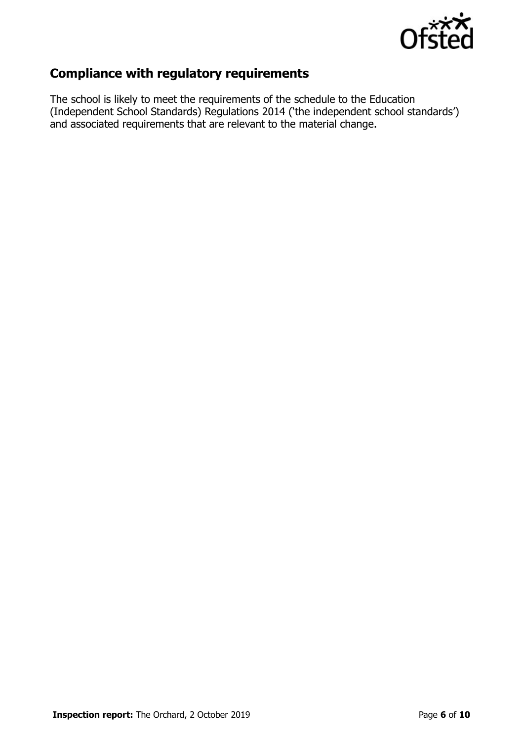## Compliance with regulatory requirements

The school is likely to meet the requirements of the schedule to the Education (Independent School Standards) Regulations 2014 ('the independent school standards') and associated requirements that are relevant to the material change.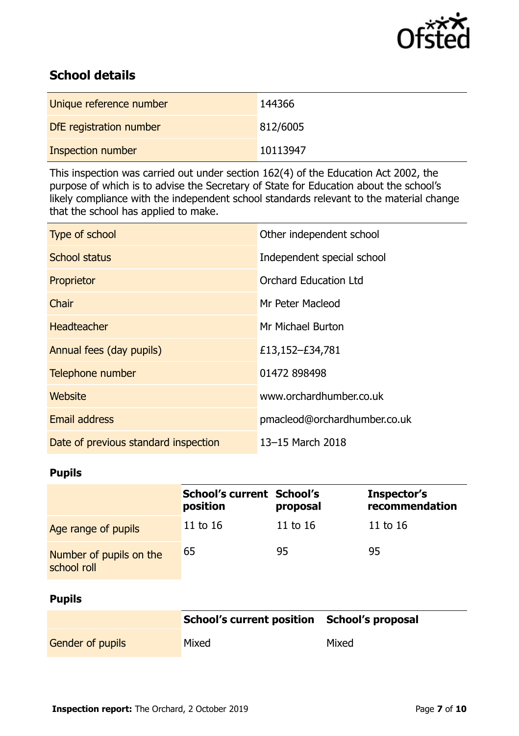## School details

| | |
|---|---|
| Unique reference number | 144366 |
| DfE registration number | 812/6005 |
| Inspection number | 10113947 |

This inspection was carried out under section 162(4) of the Education Act 2002, the purpose of which is to advise the Secretary of State for Education about the school's likely compliance with the independent school standards relevant to the material change that the school has applied to make.

| | |
|---|---|
| Type of school | Other independent school |
| School status | Independent special school |
| Proprietor | Orchard Education Ltd |
| Chair | Mr Peter Macleod |
| Headteacher | Mr Michael Burton |
| Annual fees (day pupils) | £13,152–£34,781 |
| Telephone number | 01472 898498 |
| Website | www.orchardhumber.co.uk |
| Email address | pmacleod@orchardhumber.co.uk |
| Date of previous standard inspection | 13–15 March 2018 |

### Pupils

| | School's current position | School's proposal | Inspector's recommendation |
|---|---|---|---|
| Age range of pupils | 11 to 16 | 11 to 16 | 11 to 16 |
| Number of pupils on the school roll | 65 | 95 | 95 |

### Pupils

| | School's current position | School's proposal |
|---|---|---|
| Gender of pupils | Mixed | Mixed |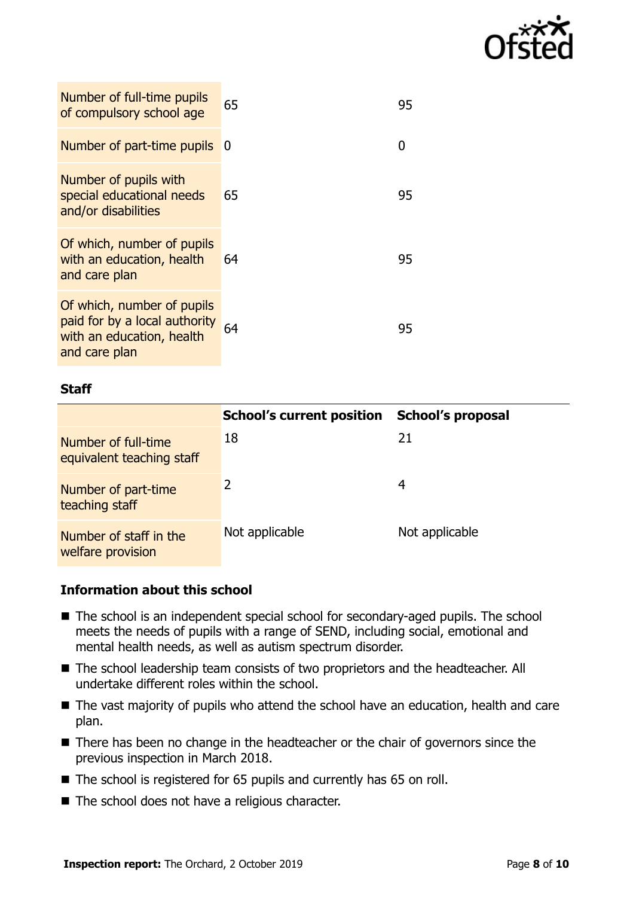| | | |
|---|---|---|
| Number of full-time pupils of compulsory school age | 65 | 95 |
| Number of part-time pupils | 0 | 0 |
| Number of pupils with special educational needs and/or disabilities | 65 | 95 |
| Of which, number of pupils with an education, health and care plan | 64 | 95 |
| Of which, number of pupils paid for by a local authority with an education, health and care plan | 64 | 95 |

**Staff**

| | School's current position | School's proposal |
|---|---|---|
| Number of full-time equivalent teaching staff | 18 | 21 |
| Number of part-time teaching staff | 2 | 4 |
| Number of staff in the welfare provision | Not applicable | Not applicable |

### Information about this school

- The school is an independent special school for secondary-aged pupils. The school meets the needs of pupils with a range of SEND, including social, emotional and mental health needs, as well as autism spectrum disorder.
- The school leadership team consists of two proprietors and the headteacher. All undertake different roles within the school.
- The vast majority of pupils who attend the school have an education, health and care plan.
- There has been no change in the headteacher or the chair of governors since the previous inspection in March 2018.
- The school is registered for 65 pupils and currently has 65 on roll.
- The school does not have a religious character.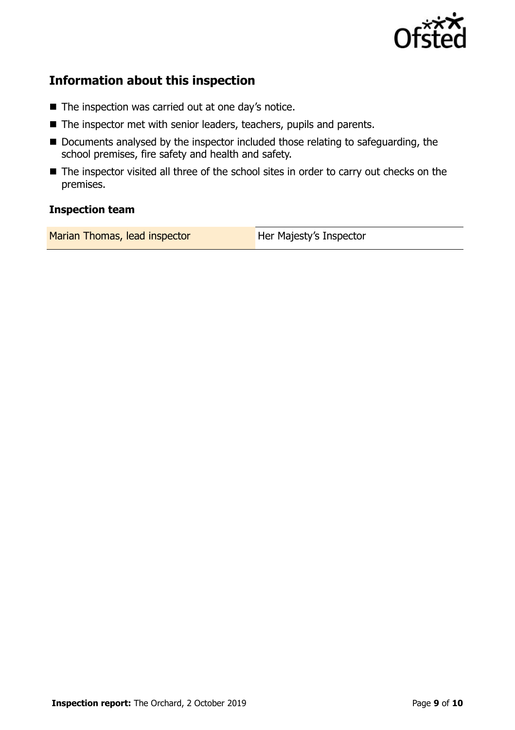## Information about this inspection

- The inspection was carried out at one day's notice.
- The inspector met with senior leaders, teachers, pupils and parents.
- Documents analysed by the inspector included those relating to safeguarding, the school premises, fire safety and health and safety.
- The inspector visited all three of the school sites in order to carry out checks on the premises.

### Inspection team

| Marian Thomas, lead inspector | Her Majesty's Inspector |
| --- | --- |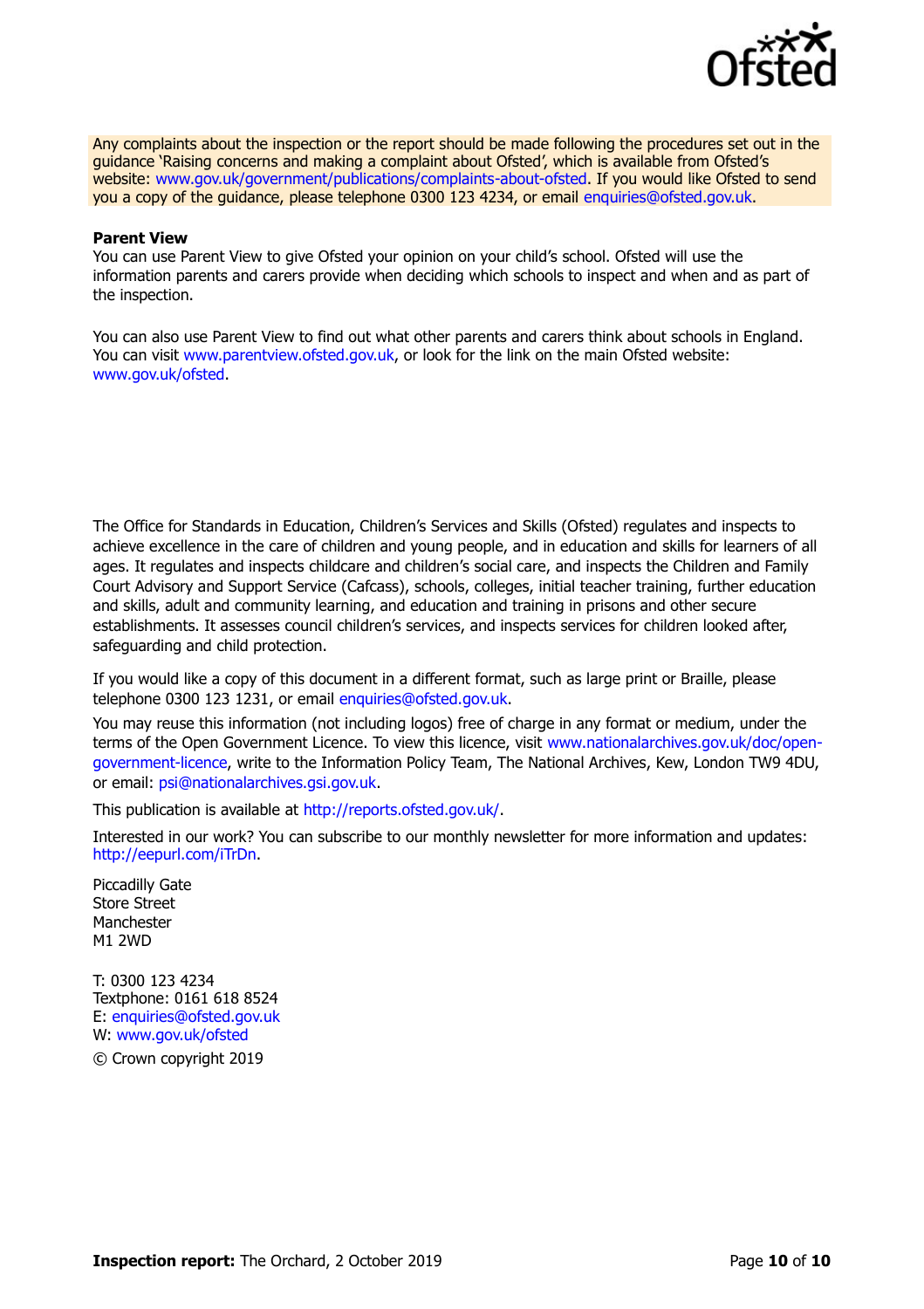Any complaints about the inspection or the report should be made following the procedures set out in the guidance 'Raising concerns and making a complaint about Ofsted', which is available from Ofsted's website: www.gov.uk/government/publications/complaints-about-ofsted. If you would like Ofsted to send you a copy of the guidance, please telephone 0300 123 4234, or email enquiries@ofsted.gov.uk.

**Parent View**

You can use Parent View to give Ofsted your opinion on your child's school. Ofsted will use the information parents and carers provide when deciding which schools to inspect and when and as part of the inspection.

You can also use Parent View to find out what other parents and carers think about schools in England. You can visit www.parentview.ofsted.gov.uk, or look for the link on the main Ofsted website: www.gov.uk/ofsted.

The Office for Standards in Education, Children's Services and Skills (Ofsted) regulates and inspects to achieve excellence in the care of children and young people, and in education and skills for learners of all ages. It regulates and inspects childcare and children's social care, and inspects the Children and Family Court Advisory and Support Service (Cafcass), schools, colleges, initial teacher training, further education and skills, adult and community learning, and education and training in prisons and other secure establishments. It assesses council children's services, and inspects services for children looked after, safeguarding and child protection.

If you would like a copy of this document in a different format, such as large print or Braille, please telephone 0300 123 1231, or email enquiries@ofsted.gov.uk.

You may reuse this information (not including logos) free of charge in any format or medium, under the terms of the Open Government Licence. To view this licence, visit www.nationalarchives.gov.uk/doc/open-government-licence, write to the Information Policy Team, The National Archives, Kew, London TW9 4DU, or email: psi@nationalarchives.gsi.gov.uk.

This publication is available at http://reports.ofsted.gov.uk/.

Interested in our work? You can subscribe to our monthly newsletter for more information and updates: http://eepurl.com/iTrDn.

Piccadilly Gate
Store Street
Manchester
M1 2WD

T: 0300 123 4234
Textphone: 0161 618 8524
E: enquiries@ofsted.gov.uk
W: www.gov.uk/ofsted

© Crown copyright 2019